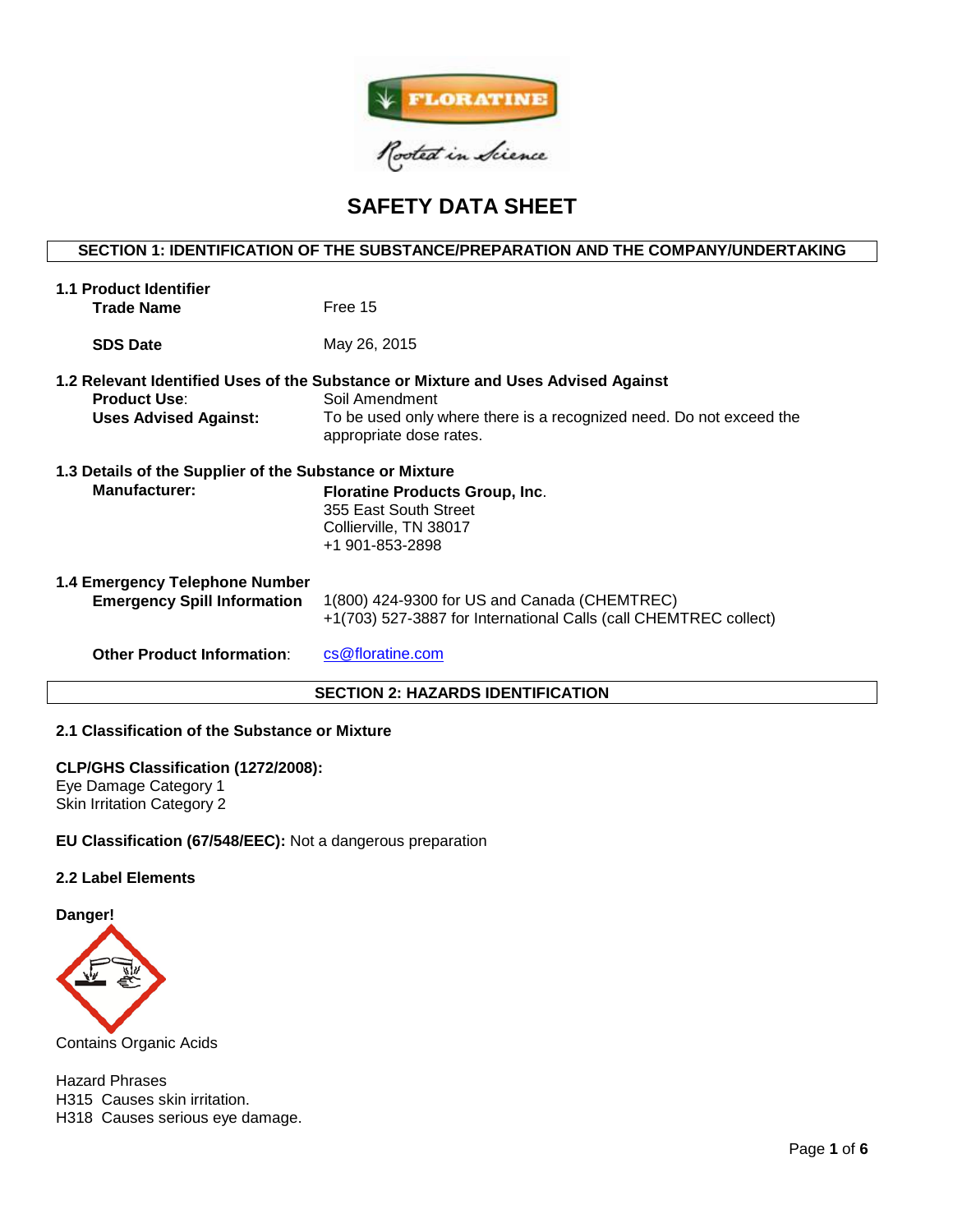FLORATINE

*Rooted in Science*

# SAFETY DATA SHEET

## SECTION 1: IDENTIFICATION OF THE SUBSTANCE/PREPARATION AND THE COMPANY/UNDERTAKING

**1.1 Product Identifier**

**Trade Name** Free 15

**SDS Date** May 26, 2015

**1.2 Relevant Identified Uses of the Substance or Mixture and Uses Advised Against**

**Product Use**: Soil Amendment

**Uses Advised Against:** To be used only where there is a recognized need. Do not exceed the appropriate dose rates.

**1.3 Details of the Supplier of the Substance or Mixture**

**Manufacturer:** **Floratine Products Group, Inc**.
355 East South Street
Collierville, TN 38017
+1 901-853-2898

**1.4 Emergency Telephone Number**

**Emergency Spill Information** 1(800) 424-9300 for US and Canada (CHEMTREC)
+1(703) 527-3887 for International Calls (call CHEMTREC collect)

**Other Product Information**: cs@floratine.com

## SECTION 2: HAZARDS IDENTIFICATION

**2.1 Classification of the Substance or Mixture**

**CLP/GHS Classification (1272/2008):**
Eye Damage Category 1
Skin Irritation Category 2

**EU Classification (67/548/EEC):** Not a dangerous preparation

**2.2 Label Elements**

**Danger!**

Contains Organic Acids

Hazard Phrases
H315 Causes skin irritation.
H318 Causes serious eye damage.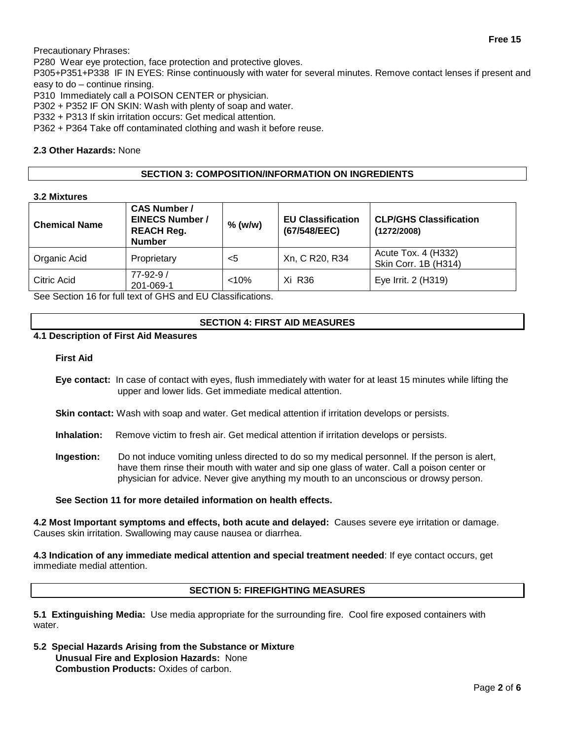Precautionary Phrases:

P280 Wear eye protection, face protection and protective gloves.

P305+P351+P338 IF IN EYES: Rinse continuously with water for several minutes. Remove contact lenses if present and easy to do – continue rinsing.

P310 Immediately call a POISON CENTER or physician.

P302 + P352 IF ON SKIN: Wash with plenty of soap and water.

P332 + P313 If skin irritation occurs: Get medical attention.

P362 + P364 Take off contaminated clothing and wash it before reuse.

**2.3 Other Hazards:** None

## SECTION 3: COMPOSITION/INFORMATION ON INGREDIENTS

**3.2 Mixtures**

| Chemical Name | CAS Number / EINECS Number / REACH Reg. Number | % (w/w) | EU Classification (67/548/EEC) | CLP/GHS Classification (1272/2008) |
| --- | --- | --- | --- | --- |
| Organic Acid | Proprietary | <5 | Xn, C R20, R34 | Acute Tox. 4 (H332) Skin Corr. 1B (H314) |
| Citric Acid | 77-92-9 / 201-069-1 | <10% | Xi R36 | Eye Irrit. 2 (H319) |

See Section 16 for full text of GHS and EU Classifications.

## SECTION 4: FIRST AID MEASURES

**4.1 Description of First Aid Measures**

**First Aid**

**Eye contact:** In case of contact with eyes, flush immediately with water for at least 15 minutes while lifting the upper and lower lids. Get immediate medical attention.

**Skin contact:** Wash with soap and water. Get medical attention if irritation develops or persists.

**Inhalation:** Remove victim to fresh air. Get medical attention if irritation develops or persists.

**Ingestion:** Do not induce vomiting unless directed to do so my medical personnel. If the person is alert, have them rinse their mouth with water and sip one glass of water. Call a poison center or physician for advice. Never give anything my mouth to an unconscious or drowsy person.

**See Section 11 for more detailed information on health effects.**

**4.2 Most Important symptoms and effects, both acute and delayed:** Causes severe eye irritation or damage. Causes skin irritation. Swallowing may cause nausea or diarrhea.

**4.3 Indication of any immediate medical attention and special treatment needed**: If eye contact occurs, get immediate medial attention.

## SECTION 5: FIREFIGHTING MEASURES

**5.1 Extinguishing Media:** Use media appropriate for the surrounding fire. Cool fire exposed containers with water.

**5.2 Special Hazards Arising from the Substance or Mixture**

**Unusual Fire and Explosion Hazards:** None

**Combustion Products:** Oxides of carbon.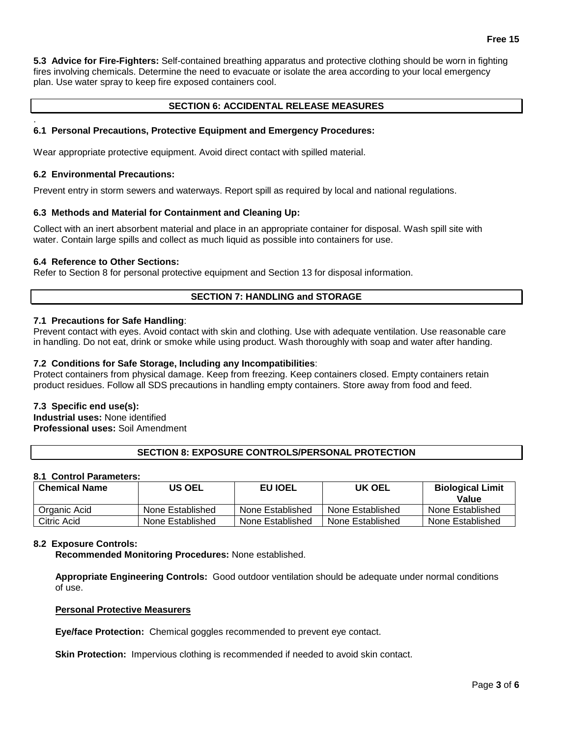**5.3 Advice for Fire-Fighters:** Self-contained breathing apparatus and protective clothing should be worn in fighting fires involving chemicals. Determine the need to evacuate or isolate the area according to your local emergency plan. Use water spray to keep fire exposed containers cool.

## SECTION 6: ACCIDENTAL RELEASE MEASURES

### 6.1 Personal Precautions, Protective Equipment and Emergency Procedures:

Wear appropriate protective equipment. Avoid direct contact with spilled material.

### 6.2 Environmental Precautions:

Prevent entry in storm sewers and waterways. Report spill as required by local and national regulations.

### 6.3 Methods and Material for Containment and Cleaning Up:

Collect with an inert absorbent material and place in an appropriate container for disposal. Wash spill site with water. Contain large spills and collect as much liquid as possible into containers for use.

### 6.4 Reference to Other Sections:

Refer to Section 8 for personal protective equipment and Section 13 for disposal information.

## SECTION 7: HANDLING and STORAGE

**7.1 Precautions for Safe Handling**:
Prevent contact with eyes. Avoid contact with skin and clothing. Use with adequate ventilation. Use reasonable care in handling. Do not eat, drink or smoke while using product. Wash thoroughly with soap and water after handing.

**7.2 Conditions for Safe Storage, Including any Incompatibilities**:
Protect containers from physical damage. Keep from freezing. Keep containers closed. Empty containers retain product residues. Follow all SDS precautions in handling empty containers. Store away from food and feed.

**7.3 Specific end use(s):**
**Industrial uses:** None identified
**Professional uses:** Soil Amendment

## SECTION 8: EXPOSURE CONTROLS/PERSONAL PROTECTION

**8.1 Control Parameters:**

| Chemical Name | US OEL | EU IOEL | UK OEL | Biological Limit Value |
|---|---|---|---|---|
| Organic Acid | None Established | None Established | None Established | None Established |
| Citric Acid | None Established | None Established | None Established | None Established |

**8.2 Exposure Controls:**

**Recommended Monitoring Procedures:** None established.

**Appropriate Engineering Controls:** Good outdoor ventilation should be adequate under normal conditions of use.

**Personal Protective Measurers**

**Eye/face Protection:** Chemical goggles recommended to prevent eye contact.

**Skin Protection:** Impervious clothing is recommended if needed to avoid skin contact.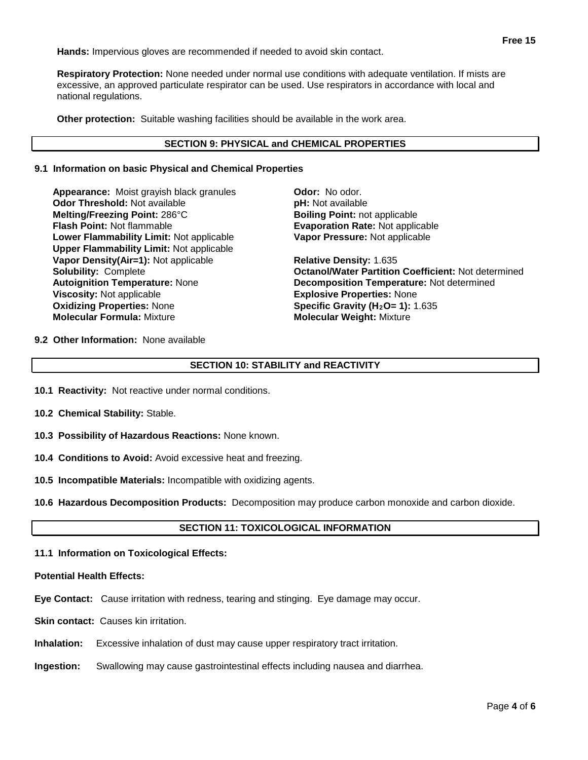**Hands:** Impervious gloves are recommended if needed to avoid skin contact.

**Respiratory Protection:** None needed under normal use conditions with adequate ventilation. If mists are excessive, an approved particulate respirator can be used. Use respirators in accordance with local and national regulations.

**Other protection:** Suitable washing facilities should be available in the work area.

## SECTION 9: PHYSICAL and CHEMICAL PROPERTIES

### 9.1 Information on basic Physical and Chemical Properties

**Appearance:** Moist grayish black granules
**Odor Threshold:** Not available
**Melting/Freezing Point:** 286°C
**Flash Point:** Not flammable
**Lower Flammability Limit:** Not applicable
**Upper Flammability Limit:** Not applicable
**Vapor Density(Air=1):** Not applicable
**Solubility:** Complete
**Autoignition Temperature:** None
**Viscosity:** Not applicable
**Oxidizing Properties:** None
**Molecular Formula:** Mixture

**Odor:** No odor.
**pH:** Not available
**Boiling Point:** not applicable
**Evaporation Rate:** Not applicable
**Vapor Pressure:** Not applicable

**Relative Density:** 1.635
**Octanol/Water Partition Coefficient:** Not determined
**Decomposition Temperature:** Not determined
**Explosive Properties:** None
**Specific Gravity ($H_2O$= 1):** 1.635
**Molecular Weight:** Mixture

**9.2 Other Information:** None available

## SECTION 10: STABILITY and REACTIVITY

**10.1 Reactivity:** Not reactive under normal conditions.

**10.2 Chemical Stability:** Stable.

**10.3 Possibility of Hazardous Reactions:** None known.

**10.4 Conditions to Avoid:** Avoid excessive heat and freezing.

**10.5 Incompatible Materials:** Incompatible with oxidizing agents.

**10.6 Hazardous Decomposition Products:** Decomposition may produce carbon monoxide and carbon dioxide.

## SECTION 11: TOXICOLOGICAL INFORMATION

### 11.1 Information on Toxicological Effects:

**Potential Health Effects:**

**Eye Contact:** Cause irritation with redness, tearing and stinging. Eye damage may occur.

**Skin contact:** Causes kin irritation.

**Inhalation:** Excessive inhalation of dust may cause upper respiratory tract irritation.

**Ingestion:** Swallowing may cause gastrointestinal effects including nausea and diarrhea.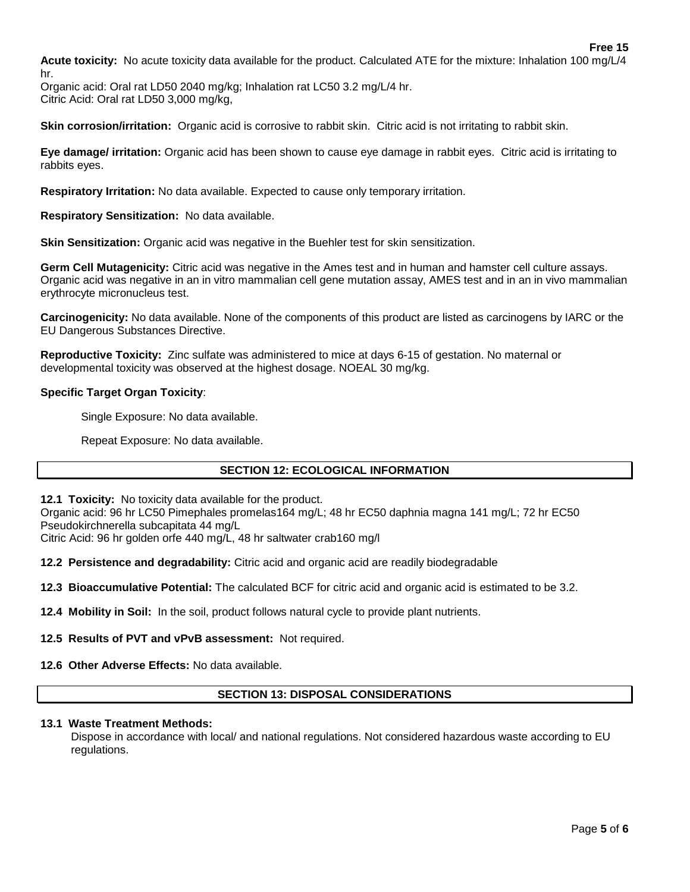**Acute toxicity:** No acute toxicity data available for the product. Calculated ATE for the mixture: Inhalation 100 mg/L/4 hr.
Organic acid: Oral rat LD50 2040 mg/kg; Inhalation rat LC50 3.2 mg/L/4 hr.
Citric Acid: Oral rat LD50 3,000 mg/kg,

**Skin corrosion/irritation:** Organic acid is corrosive to rabbit skin. Citric acid is not irritating to rabbit skin.

**Eye damage/ irritation:** Organic acid has been shown to cause eye damage in rabbit eyes. Citric acid is irritating to rabbits eyes.

**Respiratory Irritation:** No data available. Expected to cause only temporary irritation.

**Respiratory Sensitization:** No data available.

**Skin Sensitization:** Organic acid was negative in the Buehler test for skin sensitization.

**Germ Cell Mutagenicity:** Citric acid was negative in the Ames test and in human and hamster cell culture assays. Organic acid was negative in an in vitro mammalian cell gene mutation assay, AMES test and in an in vivo mammalian erythrocyte micronucleus test.

**Carcinogenicity:** No data available. None of the components of this product are listed as carcinogens by IARC or the EU Dangerous Substances Directive.

**Reproductive Toxicity:** Zinc sulfate was administered to mice at days 6-15 of gestation. No maternal or developmental toxicity was observed at the highest dosage. NOEAL 30 mg/kg.

**Specific Target Organ Toxicity**:

Single Exposure: No data available.

Repeat Exposure: No data available.

## SECTION 12: ECOLOGICAL INFORMATION

**12.1 Toxicity:** No toxicity data available for the product.
Organic acid: 96 hr LC50 Pimephales promelas164 mg/L; 48 hr EC50 daphnia magna 141 mg/L; 72 hr EC50 Pseudokirchnerella subcapitata 44 mg/L
Citric Acid: 96 hr golden orfe 440 mg/L, 48 hr saltwater crab160 mg/l

**12.2 Persistence and degradability:** Citric acid and organic acid are readily biodegradable

**12.3 Bioaccumulative Potential:** The calculated BCF for citric acid and organic acid is estimated to be 3.2.

**12.4 Mobility in Soil:** In the soil, product follows natural cycle to provide plant nutrients.

**12.5 Results of PVT and vPvB assessment:** Not required.

**12.6 Other Adverse Effects:** No data available.

## SECTION 13: DISPOSAL CONSIDERATIONS

**13.1 Waste Treatment Methods:**

Dispose in accordance with local/ and national regulations. Not considered hazardous waste according to EU regulations.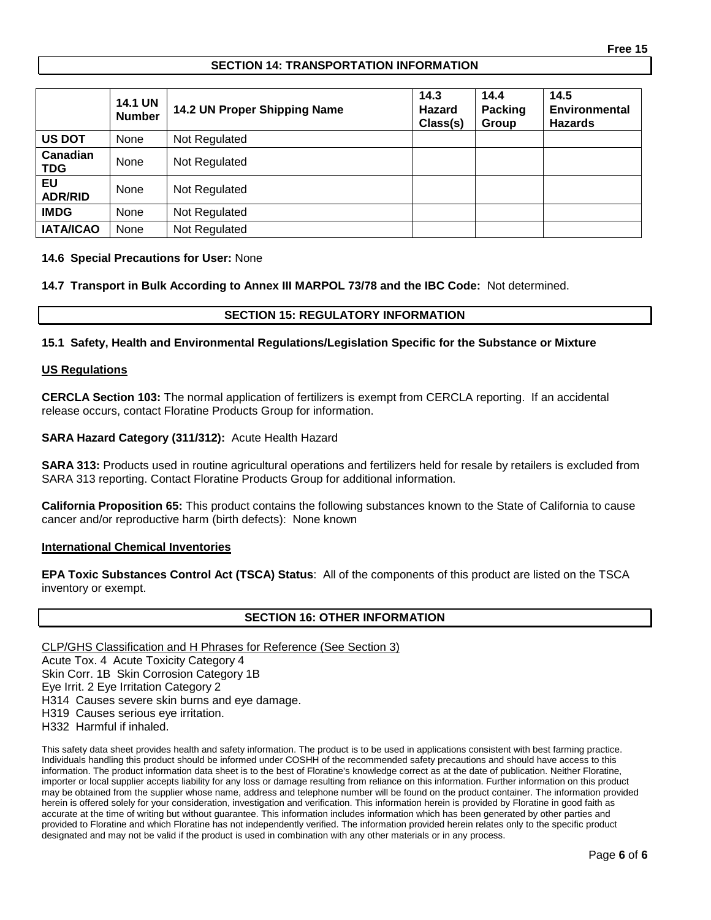## SECTION 14: TRANSPORTATION INFORMATION

| | 14.1 UN Number | 14.2 UN Proper Shipping Name | 14.3 Hazard Class(s) | 14.4 Packing Group | 14.5 Environmental Hazards |
|---|---|---|---|---|---|
| **US DOT** | None | Not Regulated | | | |
| **Canadian TDG** | None | Not Regulated | | | |
| **EU ADR/RID** | None | Not Regulated | | | |
| **IMDG** | None | Not Regulated | | | |
| **IATA/ICAO** | None | Not Regulated | | | |

**14.6 Special Precautions for User:** None

**14.7 Transport in Bulk According to Annex III MARPOL 73/78 and the IBC Code:** Not determined.

## SECTION 15: REGULATORY INFORMATION

**15.1 Safety, Health and Environmental Regulations/Legislation Specific for the Substance or Mixture**

**US Regulations**

**CERCLA Section 103:** The normal application of fertilizers is exempt from CERCLA reporting. If an accidental release occurs, contact Floratine Products Group for information.

**SARA Hazard Category (311/312):** Acute Health Hazard

**SARA 313:** Products used in routine agricultural operations and fertilizers held for resale by retailers is excluded from SARA 313 reporting. Contact Floratine Products Group for additional information.

**California Proposition 65:** This product contains the following substances known to the State of California to cause cancer and/or reproductive harm (birth defects): None known

**International Chemical Inventories**

**EPA Toxic Substances Control Act (TSCA) Status**: All of the components of this product are listed on the TSCA inventory or exempt.

## SECTION 16: OTHER INFORMATION

CLP/GHS Classification and H Phrases for Reference (See Section 3)
Acute Tox. 4 Acute Toxicity Category 4
Skin Corr. 1B Skin Corrosion Category 1B
Eye Irrit. 2 Eye Irritation Category 2
H314 Causes severe skin burns and eye damage.
H319 Causes serious eye irritation.
H332 Harmful if inhaled.

This safety data sheet provides health and safety information. The product is to be used in applications consistent with best farming practice. Individuals handling this product should be informed under COSHH of the recommended safety precautions and should have access to this information. The product information data sheet is to the best of Floratine's knowledge correct as at the date of publication. Neither Floratine, importer or local supplier accepts liability for any loss or damage resulting from reliance on this information. Further information on this product may be obtained from the supplier whose name, address and telephone number will be found on the product container. The information provided herein is offered solely for your consideration, investigation and verification. This information herein is provided by Floratine in good faith as accurate at the time of writing but without guarantee. This information includes information which has been generated by other parties and provided to Floratine and which Floratine has not independently verified. The information provided herein relates only to the specific product designated and may not be valid if the product is used in combination with any other materials or in any process.